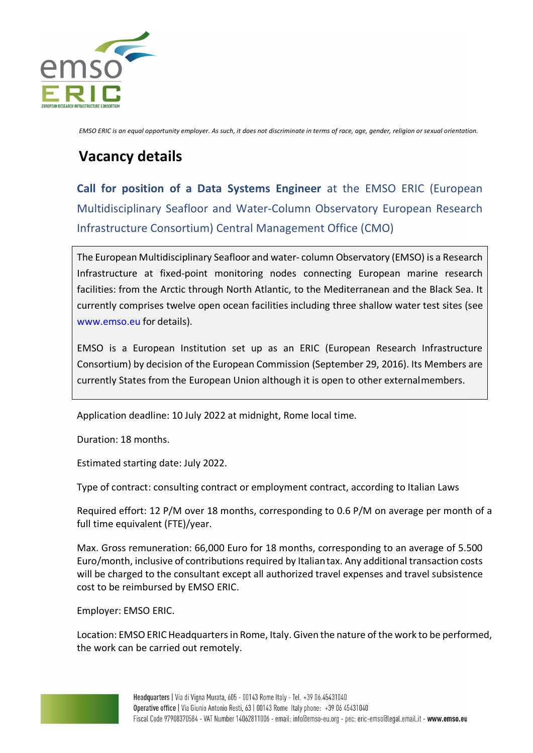*EMSO ERIC is an equal opportunity employer. As such, it does not discriminate in terms of race, age, gender, religion or sexual orientation.*

# Vacancy details

## **Call for position of a Data Systems Engineer** at the EMSO ERIC (European Multidisciplinary Seafloor and Water-Column Observatory European Research Infrastructure Consortium) Central Management Office (CMO)

The European Multidisciplinary Seafloor and water- column Observatory (EMSO) is a Research Infrastructure at fixed-point monitoring nodes connecting European marine research facilities: from the Arctic through North Atlantic, to the Mediterranean and the Black Sea. It currently comprises twelve open ocean facilities including three shallow water test sites (see www.emso.eu for details).

EMSO is a European Institution set up as an ERIC (European Research Infrastructure Consortium) by decision of the European Commission (September 29, 2016). Its Members are currently States from the European Union although it is open to other external members.

Application deadline: 10 July 2022 at midnight, Rome local time.

Duration: 18 months.

Estimated starting date: July 2022.

Type of contract: consulting contract or employment contract, according to Italian Laws

Required effort: 12 P/M over 18 months, corresponding to 0.6 P/M on average per month of a full time equivalent (FTE)/year.

Max. Gross remuneration: 66,000 Euro for 18 months, corresponding to an average of 5.500 Euro/month, inclusive of contributions required by Italian tax. Any additional transaction costs will be charged to the consultant except all authorized travel expenses and travel subsistence cost to be reimbursed by EMSO ERIC.

Employer: EMSO ERIC.

Location: EMSO ERIC Headquarters in Rome, Italy. Given the nature of the work to be performed, the work can be carried out remotely.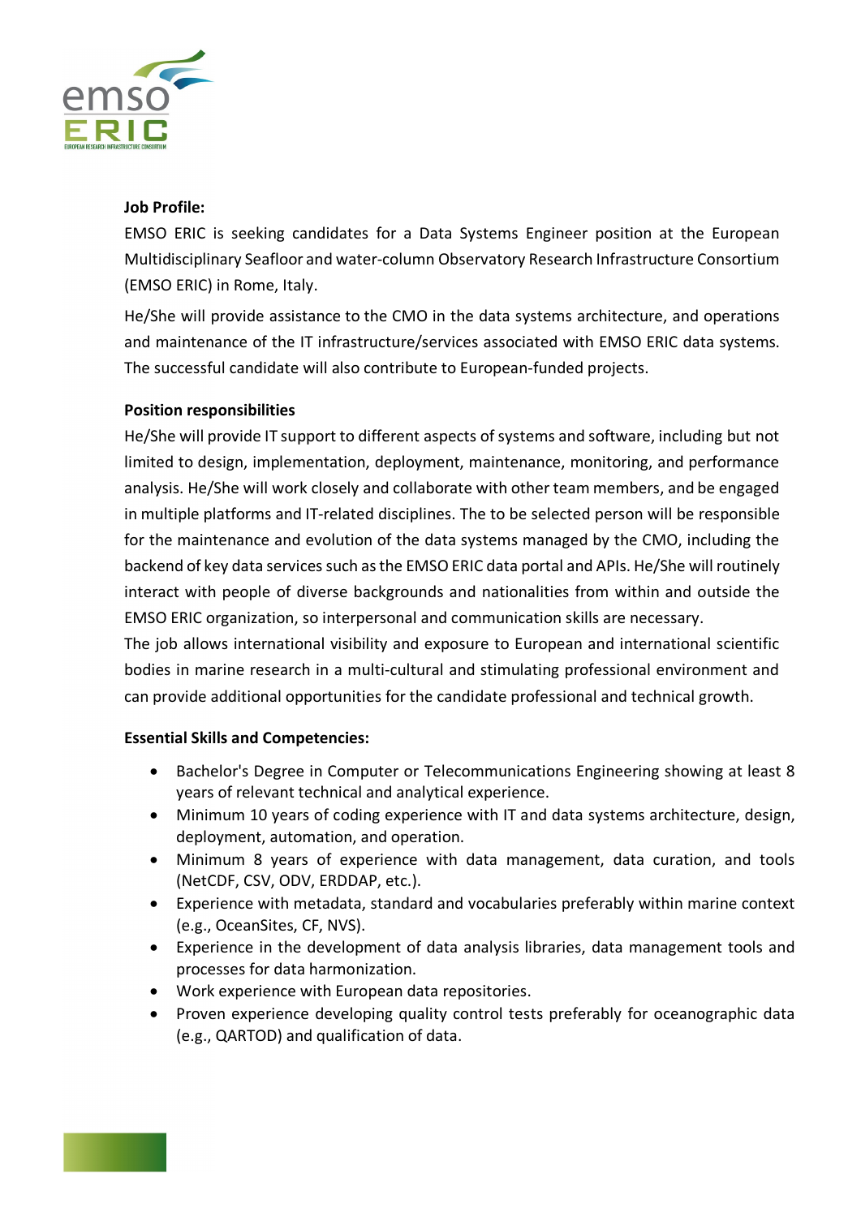**Job Profile:**

EMSO ERIC is seeking candidates for a Data Systems Engineer position at the European Multidisciplinary Seafloor and water-column Observatory Research Infrastructure Consortium (EMSO ERIC) in Rome, Italy.

He/She will provide assistance to the CMO in the data systems architecture, and operations and maintenance of the IT infrastructure/services associated with EMSO ERIC data systems. The successful candidate will also contribute to European-funded projects.

**Position responsibilities**

He/She will provide IT support to different aspects of systems and software, including but not limited to design, implementation, deployment, maintenance, monitoring, and performance analysis. He/She will work closely and collaborate with other team members, and be engaged in multiple platforms and IT-related disciplines. The to be selected person will be responsible for the maintenance and evolution of the data systems managed by the CMO, including the backend of key data services such as the EMSO ERIC data portal and APIs. He/She will routinely interact with people of diverse backgrounds and nationalities from within and outside the EMSO ERIC organization, so interpersonal and communication skills are necessary.

The job allows international visibility and exposure to European and international scientific bodies in marine research in a multi-cultural and stimulating professional environment and can provide additional opportunities for the candidate professional and technical growth.

**Essential Skills and Competencies:**

- Bachelor's Degree in Computer or Telecommunications Engineering showing at least 8 years of relevant technical and analytical experience.
- Minimum 10 years of coding experience with IT and data systems architecture, design, deployment, automation, and operation.
- Minimum 8 years of experience with data management, data curation, and tools (NetCDF, CSV, ODV, ERDDAP, etc.).
- Experience with metadata, standard and vocabularies preferably within marine context (e.g., OceanSites, CF, NVS).
- Experience in the development of data analysis libraries, data management tools and processes for data harmonization.
- Work experience with European data repositories.
- Proven experience developing quality control tests preferably for oceanographic data (e.g., QARTOD) and qualification of data.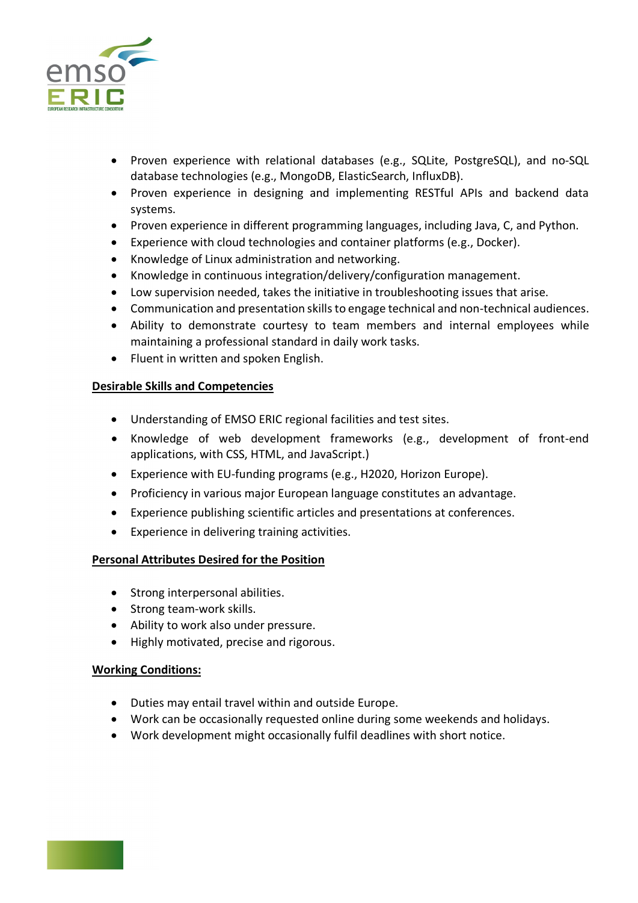- Proven experience with relational databases (e.g., SQLite, PostgreSQL), and no-SQL database technologies (e.g., MongoDB, ElasticSearch, InfluxDB).
- Proven experience in designing and implementing RESTful APIs and backend data systems.
- Proven experience in different programming languages, including Java, C, and Python.
- Experience with cloud technologies and container platforms (e.g., Docker).
- Knowledge of Linux administration and networking.
- Knowledge in continuous integration/delivery/configuration management.
- Low supervision needed, takes the initiative in troubleshooting issues that arise.
- Communication and presentation skills to engage technical and non-technical audiences.
- Ability to demonstrate courtesy to team members and internal employees while maintaining a professional standard in daily work tasks.
- Fluent in written and spoken English.

## Desirable Skills and Competencies

- Understanding of EMSO ERIC regional facilities and test sites.
- Knowledge of web development frameworks (e.g., development of front-end applications, with CSS, HTML, and JavaScript.)
- Experience with EU-funding programs (e.g., H2020, Horizon Europe).
- Proficiency in various major European language constitutes an advantage.
- Experience publishing scientific articles and presentations at conferences.
- Experience in delivering training activities.

## Personal Attributes Desired for the Position

- Strong interpersonal abilities.
- Strong team-work skills.
- Ability to work also under pressure.
- Highly motivated, precise and rigorous.

## Working Conditions:

- Duties may entail travel within and outside Europe.
- Work can be occasionally requested online during some weekends and holidays.
- Work development might occasionally fulfil deadlines with short notice.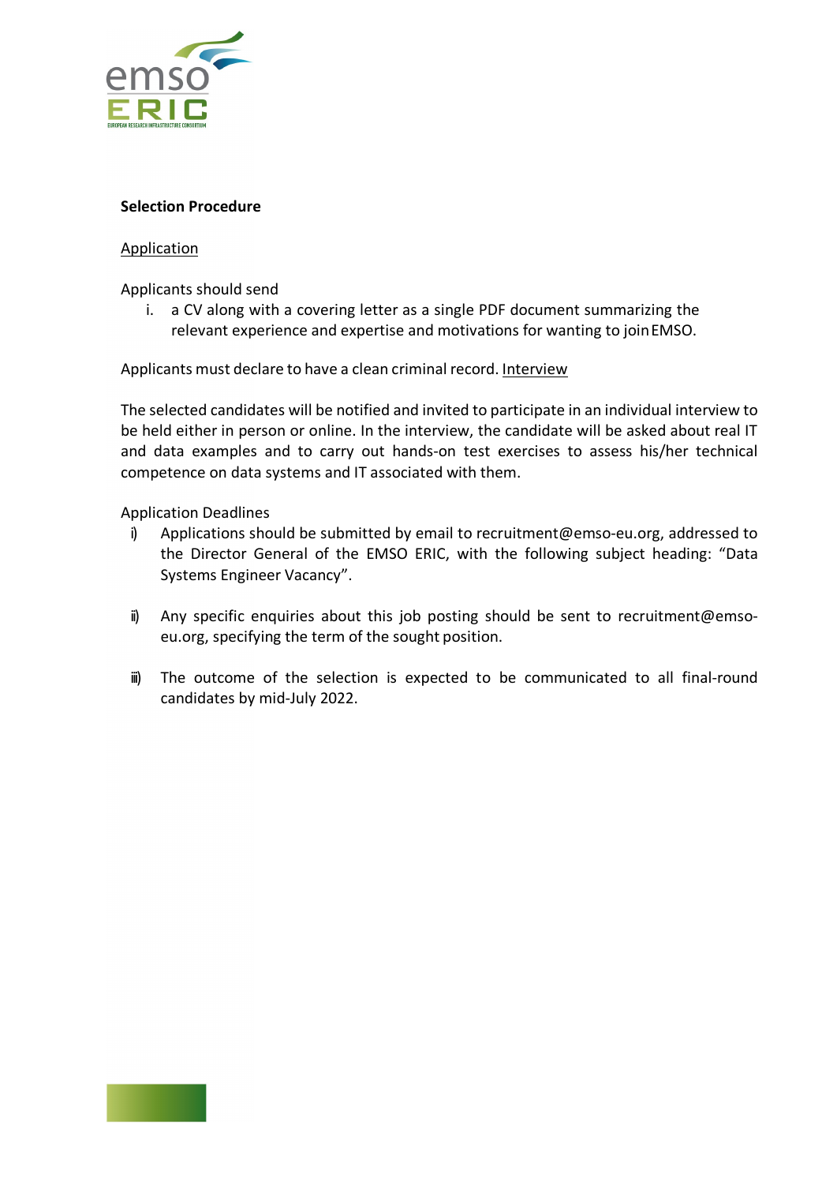**Selection Procedure**

Application

Applicants should send

i. a CV along with a covering letter as a single PDF document summarizing the relevant experience and expertise and motivations for wanting to join EMSO.

Applicants must declare to have a clean criminal record.

Interview

The selected candidates will be notified and invited to participate in an individual interview to be held either in person or online. In the interview, the candidate will be asked about real IT and data examples and to carry out hands-on test exercises to assess his/her technical competence on data systems and IT associated with them.

Application Deadlines

i) Applications should be submitted by email to recruitment@emso-eu.org, addressed to the Director General of the EMSO ERIC, with the following subject heading: "Data Systems Engineer Vacancy".

ii) Any specific enquiries about this job posting should be sent to recruitment@emso-eu.org, specifying the term of the sought position.

iii) The outcome of the selection is expected to be communicated to all final-round candidates by mid-July 2022.